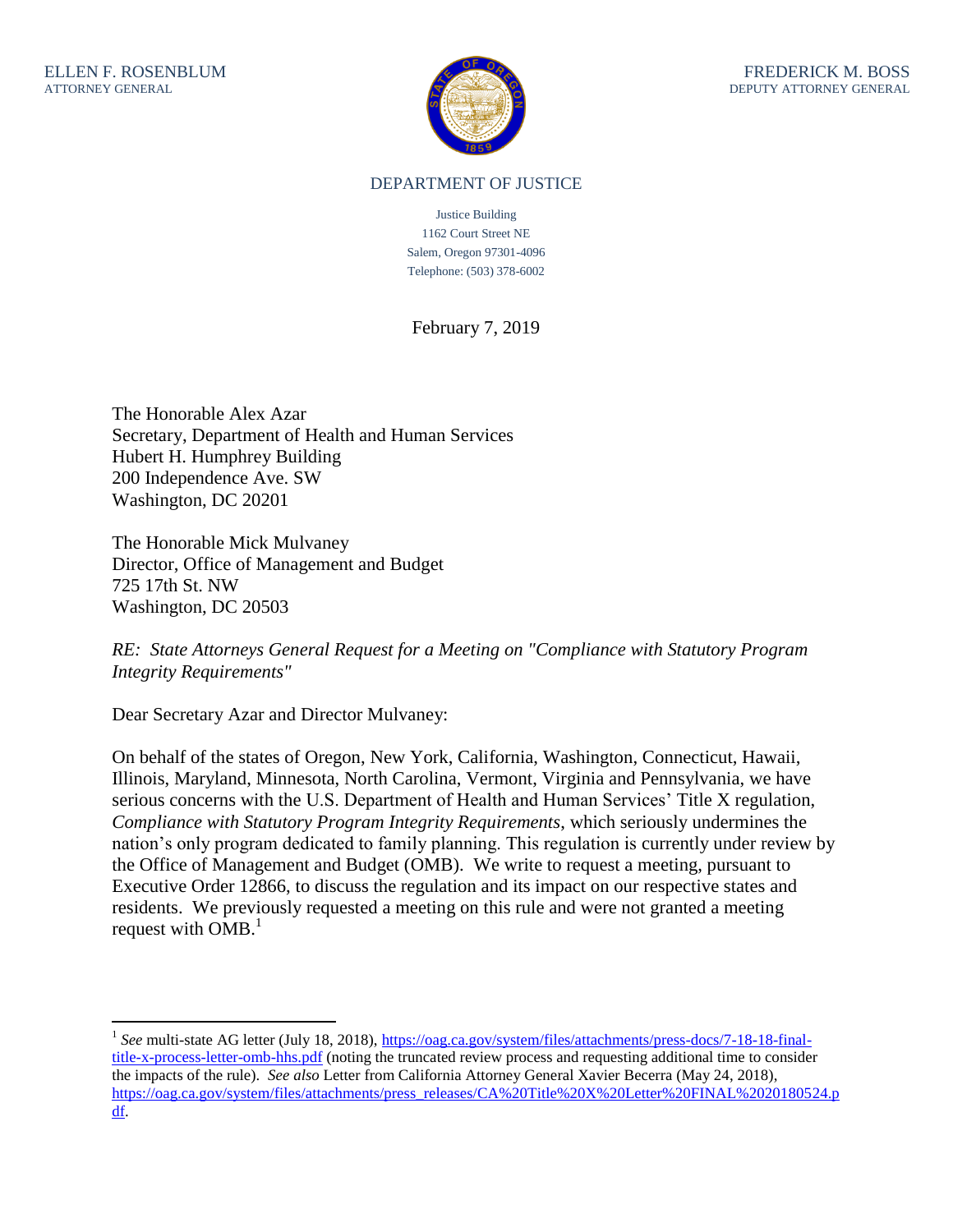ELLEN F. ROSENBLUM
ATTORNEY GENERAL

FREDERICK M. BOSS
DEPUTY ATTORNEY GENERAL

DEPARTMENT OF JUSTICE

Justice Building
1162 Court Street NE
Salem, Oregon 97301-4096
Telephone: (503) 378-6002

February 7, 2019

The Honorable Alex Azar
Secretary, Department of Health and Human Services
Hubert H. Humphrey Building
200 Independence Ave. SW
Washington, DC 20201

The Honorable Mick Mulvaney
Director, Office of Management and Budget
725 17th St. NW
Washington, DC 20503

*RE: State Attorneys General Request for a Meeting on "Compliance with Statutory Program Integrity Requirements"*

Dear Secretary Azar and Director Mulvaney:

On behalf of the states of Oregon, New York, California, Washington, Connecticut, Hawaii, Illinois, Maryland, Minnesota, North Carolina, Vermont, Virginia and Pennsylvania, we have serious concerns with the U.S. Department of Health and Human Services' Title X regulation, *Compliance with Statutory Program Integrity Requirements*, which seriously undermines the nation's only program dedicated to family planning. This regulation is currently under review by the Office of Management and Budget (OMB). We write to request a meeting, pursuant to Executive Order 12866, to discuss the regulation and its impact on our respective states and residents. We previously requested a meeting on this rule and were not granted a meeting request with OMB.[1]

[1] *See* multi-state AG letter (July 18, 2018), https://oag.ca.gov/system/files/attachments/press-docs/7-18-18-final-title-x-process-letter-omb-hhs.pdf (noting the truncated review process and requesting additional time to consider the impacts of the rule). *See also* Letter from California Attorney General Xavier Becerra (May 24, 2018), https://oag.ca.gov/system/files/attachments/press_releases/CA%20Title%20X%20Letter%20FINAL%2020180524.pdf.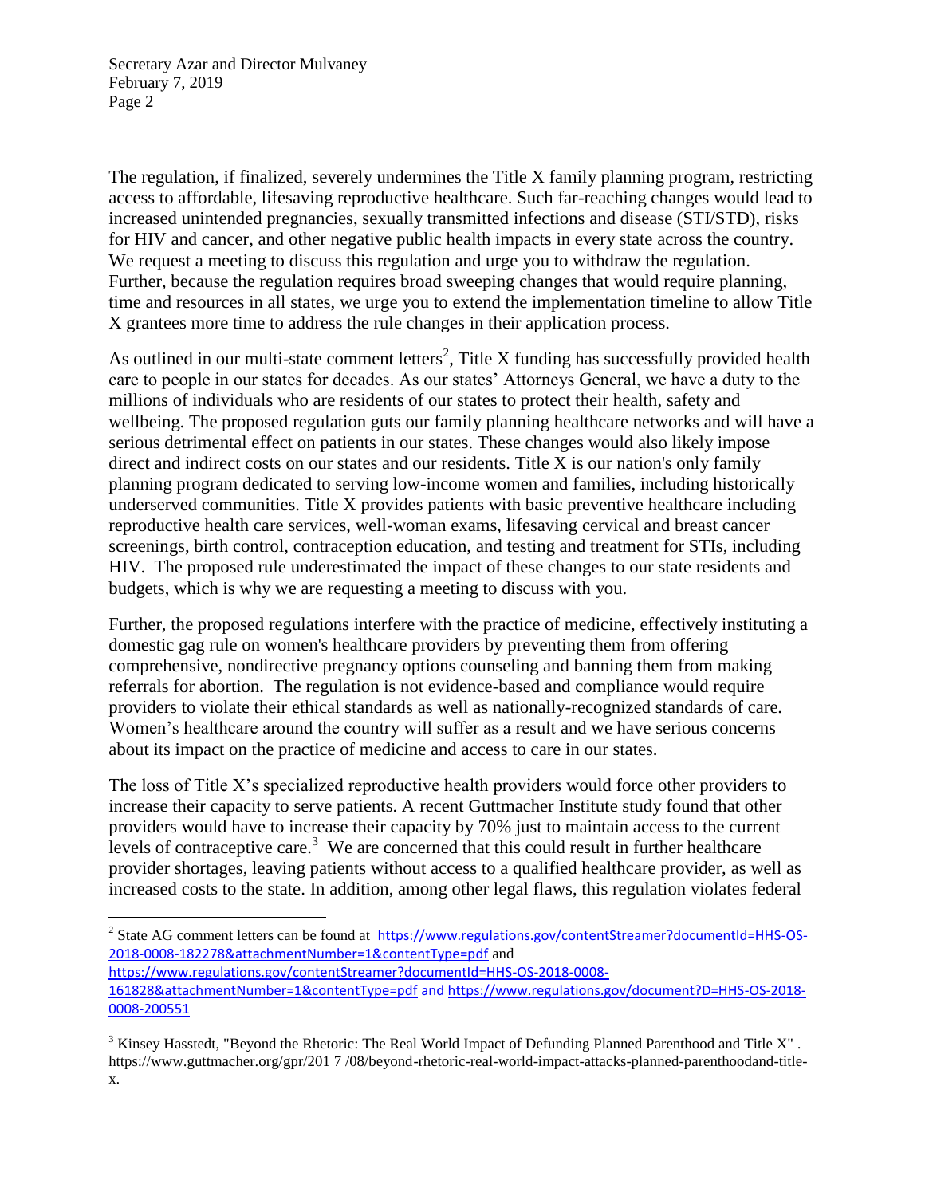The regulation, if finalized, severely undermines the Title X family planning program, restricting access to affordable, lifesaving reproductive healthcare. Such far-reaching changes would lead to increased unintended pregnancies, sexually transmitted infections and disease (STI/STD), risks for HIV and cancer, and other negative public health impacts in every state across the country. We request a meeting to discuss this regulation and urge you to withdraw the regulation. Further, because the regulation requires broad sweeping changes that would require planning, time and resources in all states, we urge you to extend the implementation timeline to allow Title X grantees more time to address the rule changes in their application process.

As outlined in our multi-state comment letters[2], Title X funding has successfully provided health care to people in our states for decades. As our states' Attorneys General, we have a duty to the millions of individuals who are residents of our states to protect their health, safety and wellbeing. The proposed regulation guts our family planning healthcare networks and will have a serious detrimental effect on patients in our states. These changes would also likely impose direct and indirect costs on our states and our residents. Title X is our nation's only family planning program dedicated to serving low-income women and families, including historically underserved communities. Title X provides patients with basic preventive healthcare including reproductive health care services, well-woman exams, lifesaving cervical and breast cancer screenings, birth control, contraception education, and testing and treatment for STIs, including HIV. The proposed rule underestimated the impact of these changes to our state residents and budgets, which is why we are requesting a meeting to discuss with you.

Further, the proposed regulations interfere with the practice of medicine, effectively instituting a domestic gag rule on women's healthcare providers by preventing them from offering comprehensive, nondirective pregnancy options counseling and banning them from making referrals for abortion. The regulation is not evidence-based and compliance would require providers to violate their ethical standards as well as nationally-recognized standards of care. Women's healthcare around the country will suffer as a result and we have serious concerns about its impact on the practice of medicine and access to care in our states.

The loss of Title X's specialized reproductive health providers would force other providers to increase their capacity to serve patients. A recent Guttmacher Institute study found that other providers would have to increase their capacity by 70% just to maintain access to the current levels of contraceptive care.[3] We are concerned that this could result in further healthcare provider shortages, leaving patients without access to a qualified healthcare provider, as well as increased costs to the state. In addition, among other legal flaws, this regulation violates federal

---

[2] State AG comment letters can be found at https://www.regulations.gov/contentStreamer?documentId=HHS-OS-2018-0008-182278&attachmentNumber=1&contentType=pdf and https://www.regulations.gov/contentStreamer?documentId=HHS-OS-2018-0008-161828&attachmentNumber=1&contentType=pdf and https://www.regulations.gov/document?D=HHS-OS-2018-0008-200551

[3] Kinsey Hasstedt, "Beyond the Rhetoric: The Real World Impact of Defunding Planned Parenthood and Title X" . https://www.guttmacher.org/gpr/201 7 /08/beyond-rhetoric-real-world-impact-attacks-planned-parenthoodand-title-x.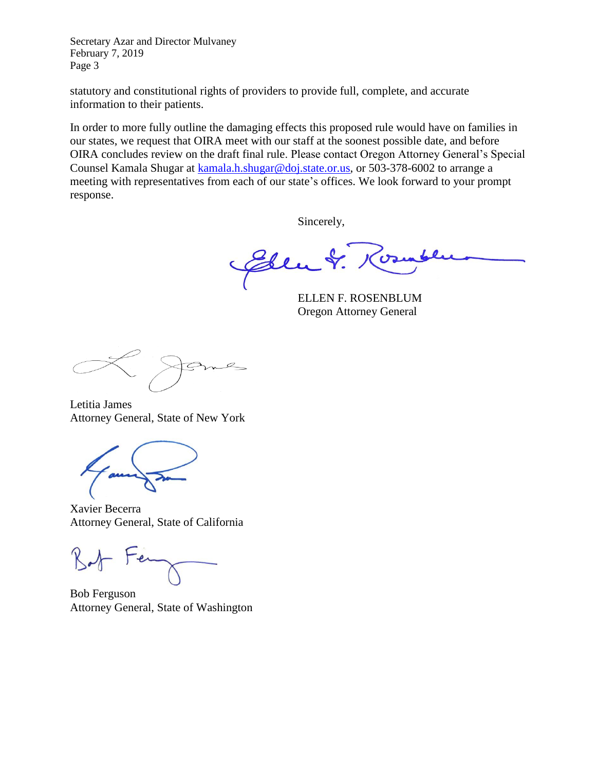statutory and constitutional rights of providers to provide full, complete, and accurate information to their patients.

In order to more fully outline the damaging effects this proposed rule would have on families in our states, we request that OIRA meet with our staff at the soonest possible date, and before OIRA concludes review on the draft final rule. Please contact Oregon Attorney General's Special Counsel Kamala Shugar at kamala.h.shugar@doj.state.or.us, or 503-378-6002 to arrange a meeting with representatives from each of our state's offices. We look forward to your prompt response.

Sincerely,

ELLEN F. ROSENBLUM
Oregon Attorney General

Letitia James
Attorney General, State of New York

Xavier Becerra
Attorney General, State of California

Bob Ferguson
Attorney General, State of Washington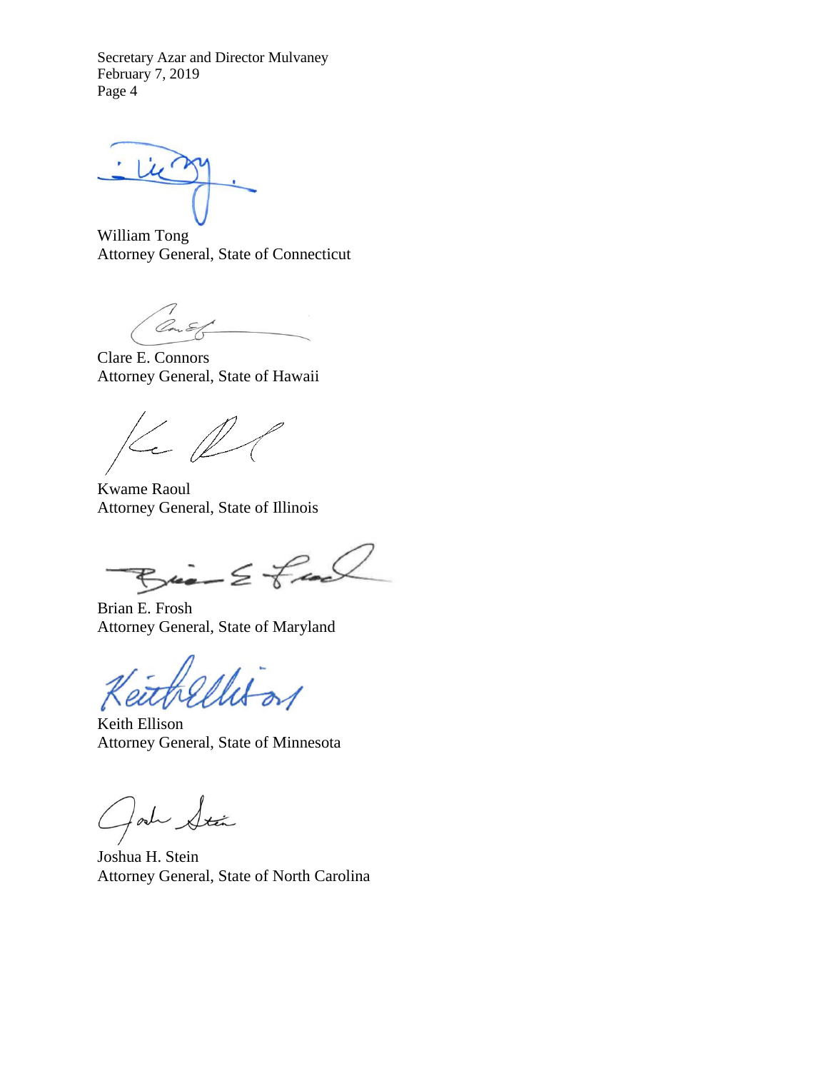William Tong
Attorney General, State of Connecticut

Clare E. Connors
Attorney General, State of Hawaii

Kwame Raoul
Attorney General, State of Illinois

Brian E. Frosh
Attorney General, State of Maryland

Keith Ellison
Attorney General, State of Minnesota

Joshua H. Stein
Attorney General, State of North Carolina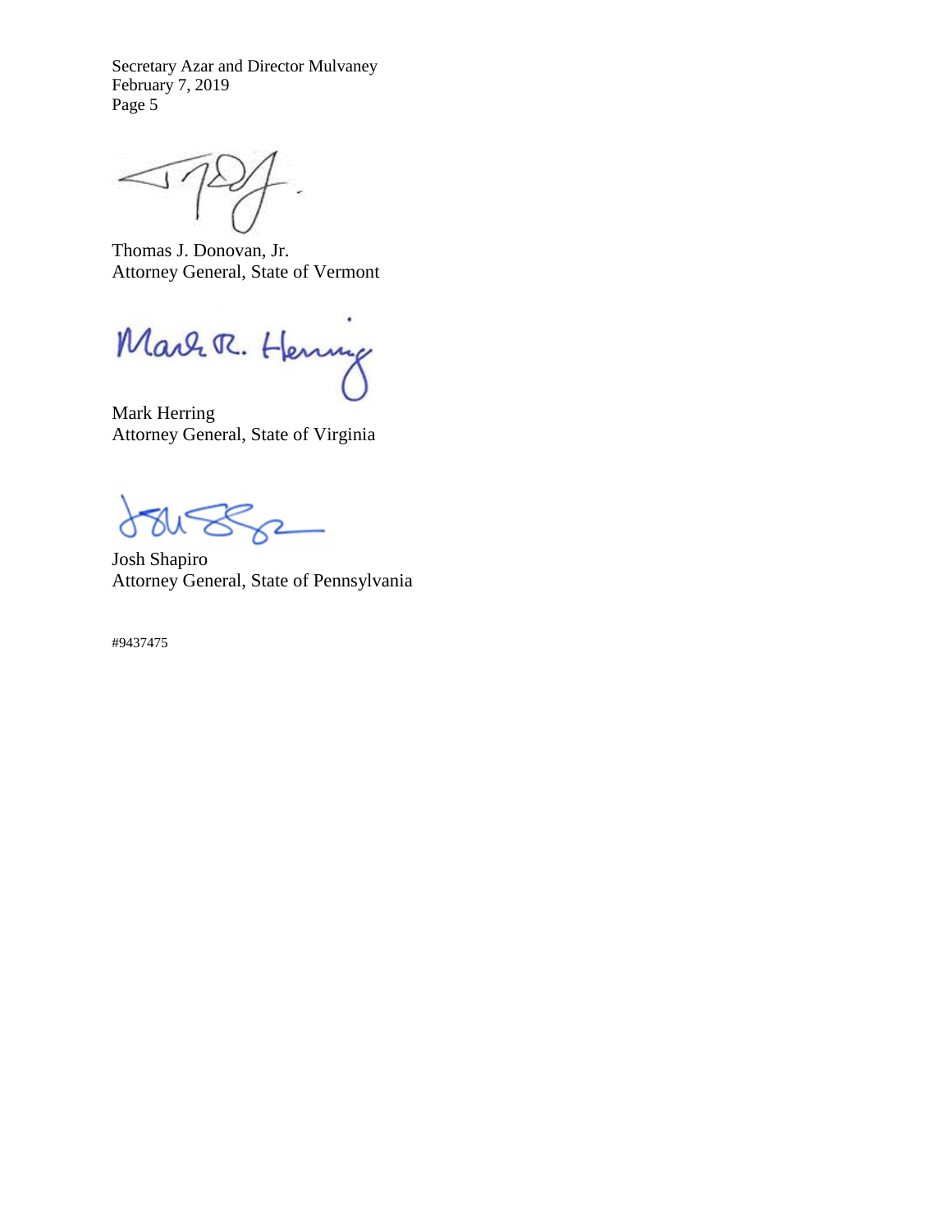Thomas J. Donovan, Jr.
Attorney General, State of Vermont

Mark Herring
Attorney General, State of Virginia

Josh Shapiro
Attorney General, State of Pennsylvania

#9437475